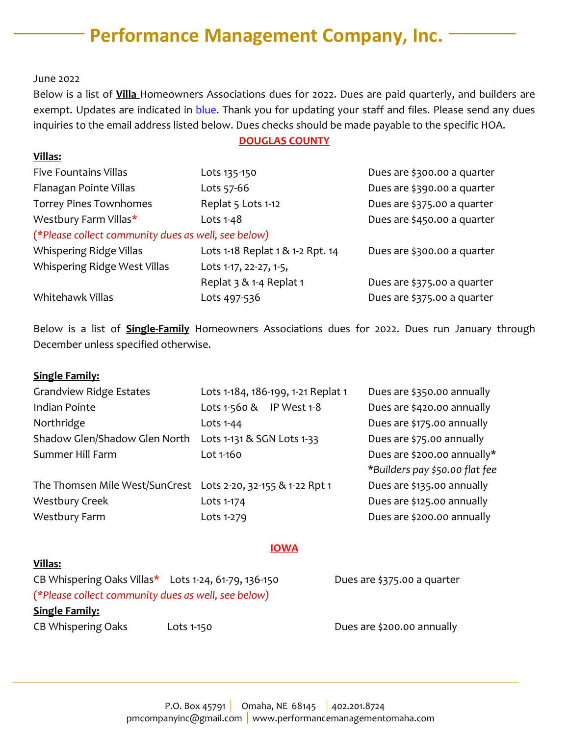# Performance Management Company, Inc.

June 2022

Below is a list of **Villa** Homeowners Associations dues for 2022. Dues are paid quarterly, and builders are exempt. Updates are indicated in blue. Thank you for updating your staff and files. Please send any dues inquiries to the email address listed below. Dues checks should be made payable to the specific HOA.

## DOUGLAS COUNTY

**Villas:**

| | | |
|---|---|---|
| Five Fountains Villas | Lots 135-150 | Dues are $300.00 a quarter |
| Flanagan Pointe Villas | Lots 57-66 | Dues are $390.00 a quarter |
| Torrey Pines Townhomes | Replat 5 Lots 1-12 | Dues are $375.00 a quarter |
| Westbury Farm Villas* | Lots 1-48 | Dues are $450.00 a quarter |
| *(*Please collect community dues as well, see below)* | | |
| Whispering Ridge Villas | Lots 1-18 Replat 1 & 1-2 Rpt. 14 | Dues are $300.00 a quarter |
| Whispering Ridge West Villas | Lots 1-17, 22-27, 1-5, Replat 3 & 1-4 Replat 1 | Dues are $375.00 a quarter |
| Whitehawk Villas | Lots 497-536 | Dues are $375.00 a quarter |

Below is a list of **Single-Family** Homeowners Associations dues for 2022. Dues run January through December unless specified otherwise.

**Single Family:**

| | | |
|---|---|---|
| Grandview Ridge Estates | Lots 1-184, 186-199, 1-21 Replat 1 | Dues are $350.00 annually |
| Indian Pointe | Lots 1-560 & IP West 1-8 | Dues are $420.00 annually |
| Northridge | Lots 1-44 | Dues are $175.00 annually |
| Shadow Glen/Shadow Glen North | Lots 1-131 & SGN Lots 1-33 | Dues are $75.00 annually |
| Summer Hill Farm | Lot 1-160 | Dues are $200.00 annually* *\*Builders pay $50.00 flat fee* |
| The Thomsen Mile West/SunCrest | Lots 2-20, 32-155 & 1-22 Rpt 1 | Dues are $135.00 annually |
| Westbury Creek | Lots 1-174 | Dues are $125.00 annually |
| Westbury Farm | Lots 1-279 | Dues are $200.00 annually |

## IOWA

**Villas:**

| | | |
|---|---|---|
| CB Whispering Oaks Villas* | Lots 1-24, 61-79, 136-150 | Dues are $375.00 a quarter |
| *(*Please collect community dues as well, see below)* | | |

**Single Family:**

| | | |
|---|---|---|
| CB Whispering Oaks | Lots 1-150 | Dues are $200.00 annually |

P.O. Box 45791 | Omaha, NE 68145 | 402.201.8724
pmcompanyinc@gmail.com | www.performancemanagementomaha.com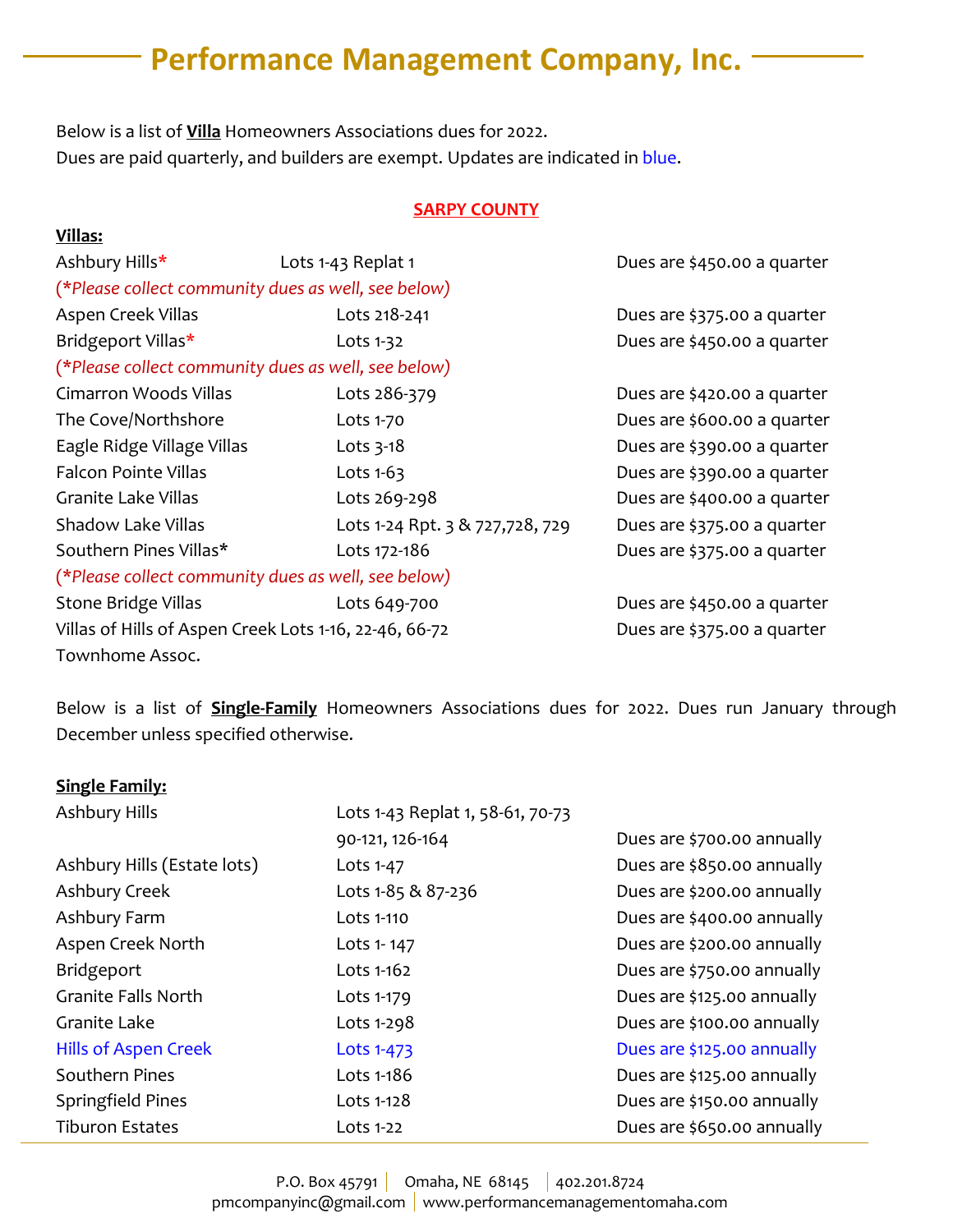# Performance Management Company, Inc.

Below is a list of **Villa** Homeowners Associations dues for 2022.
Dues are paid quarterly, and builders are exempt. Updates are indicated in blue.

## SARPY COUNTY

**Villas:**

| | | |
|---|---|---|
| Ashbury Hills* | Lots 1-43 Replat 1 | Dues are $450.00 a quarter |
| *(\*Please collect community dues as well, see below)* | | |
| Aspen Creek Villas | Lots 218-241 | Dues are $375.00 a quarter |
| Bridgeport Villas* | Lots 1-32 | Dues are $450.00 a quarter |
| *(\*Please collect community dues as well, see below)* | | |
| Cimarron Woods Villas | Lots 286-379 | Dues are $420.00 a quarter |
| The Cove/Northshore | Lots 1-70 | Dues are $600.00 a quarter |
| Eagle Ridge Village Villas | Lots 3-18 | Dues are $390.00 a quarter |
| Falcon Pointe Villas | Lots 1-63 | Dues are $390.00 a quarter |
| Granite Lake Villas | Lots 269-298 | Dues are $400.00 a quarter |
| Shadow Lake Villas | Lots 1-24 Rpt. 3 & 727,728, 729 | Dues are $375.00 a quarter |
| Southern Pines Villas* | Lots 172-186 | Dues are $375.00 a quarter |
| *(\*Please collect community dues as well, see below)* | | |
| Stone Bridge Villas | Lots 649-700 | Dues are $450.00 a quarter |
| Villas of Hills of Aspen Creek Townhome Assoc. | Lots 1-16, 22-46, 66-72 | Dues are $375.00 a quarter |

Below is a list of **Single-Family** Homeowners Associations dues for 2022. Dues run January through December unless specified otherwise.

**Single Family:**

| | | |
|---|---|---|
| Ashbury Hills | Lots 1-43 Replat 1, 58-61, 70-73 90-121, 126-164 | Dues are $700.00 annually |
| Ashbury Hills (Estate lots) | Lots 1-47 | Dues are $850.00 annually |
| Ashbury Creek | Lots 1-85 & 87-236 | Dues are $200.00 annually |
| Ashbury Farm | Lots 1-110 | Dues are $400.00 annually |
| Aspen Creek North | Lots 1- 147 | Dues are $200.00 annually |
| Bridgeport | Lots 1-162 | Dues are $750.00 annually |
| Granite Falls North | Lots 1-179 | Dues are $125.00 annually |
| Granite Lake | Lots 1-298 | Dues are $100.00 annually |
| Hills of Aspen Creek | Lots 1-473 | Dues are $125.00 annually |
| Southern Pines | Lots 1-186 | Dues are $125.00 annually |
| Springfield Pines | Lots 1-128 | Dues are $150.00 annually |
| Tiburon Estates | Lots 1-22 | Dues are $650.00 annually |

P.O. Box 45791 | Omaha, NE 68145 | 402.201.8724
pmcompanyinc@gmail.com | www.performancemanagementomaha.com